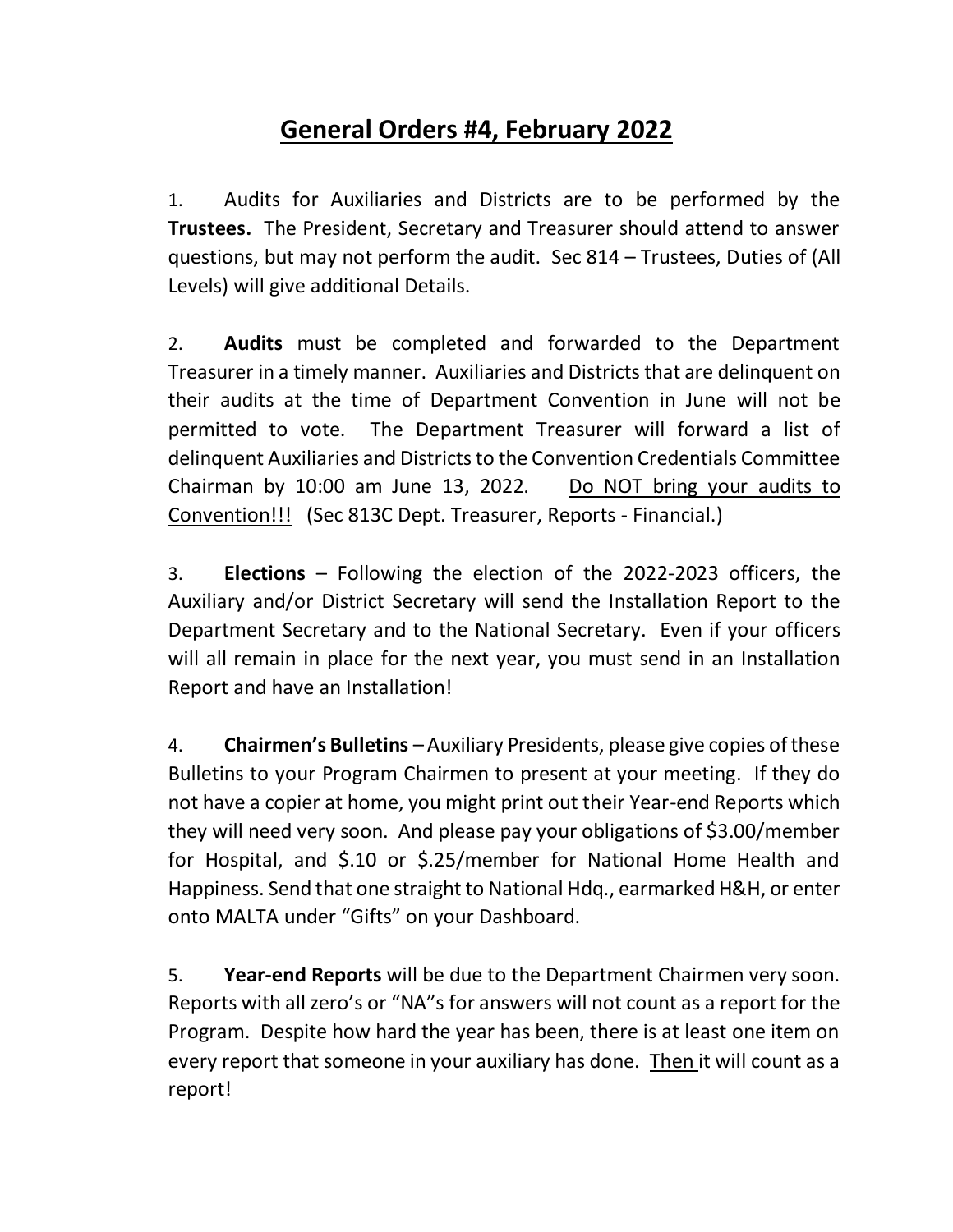# General Orders #4, February 2022

1. Audits for Auxiliaries and Districts are to be performed by the **Trustees.** The President, Secretary and Treasurer should attend to answer questions, but may not perform the audit. Sec 814 – Trustees, Duties of (All Levels) will give additional Details.

2. **Audits** must be completed and forwarded to the Department Treasurer in a timely manner. Auxiliaries and Districts that are delinquent on their audits at the time of Department Convention in June will not be permitted to vote. The Department Treasurer will forward a list of delinquent Auxiliaries and Districts to the Convention Credentials Committee Chairman by 10:00 am June 13, 2022. <u>Do NOT bring your audits to Convention!!!</u> (Sec 813C Dept. Treasurer, Reports - Financial.)

3. **Elections** – Following the election of the 2022-2023 officers, the Auxiliary and/or District Secretary will send the Installation Report to the Department Secretary and to the National Secretary. Even if your officers will all remain in place for the next year, you must send in an Installation Report and have an Installation!

4. **Chairmen's Bulletins** – Auxiliary Presidents, please give copies of these Bulletins to your Program Chairmen to present at your meeting. If they do not have a copier at home, you might print out their Year-end Reports which they will need very soon. And please pay your obligations of $3.00/member for Hospital, and $.10 or $.25/member for National Home Health and Happiness. Send that one straight to National Hdq., earmarked H&H, or enter onto MALTA under "Gifts" on your Dashboard.

5. **Year-end Reports** will be due to the Department Chairmen very soon. Reports with all zero's or "NA"s for answers will not count as a report for the Program. Despite how hard the year has been, there is at least one item on every report that someone in your auxiliary has done. <u>Then</u> it will count as a report!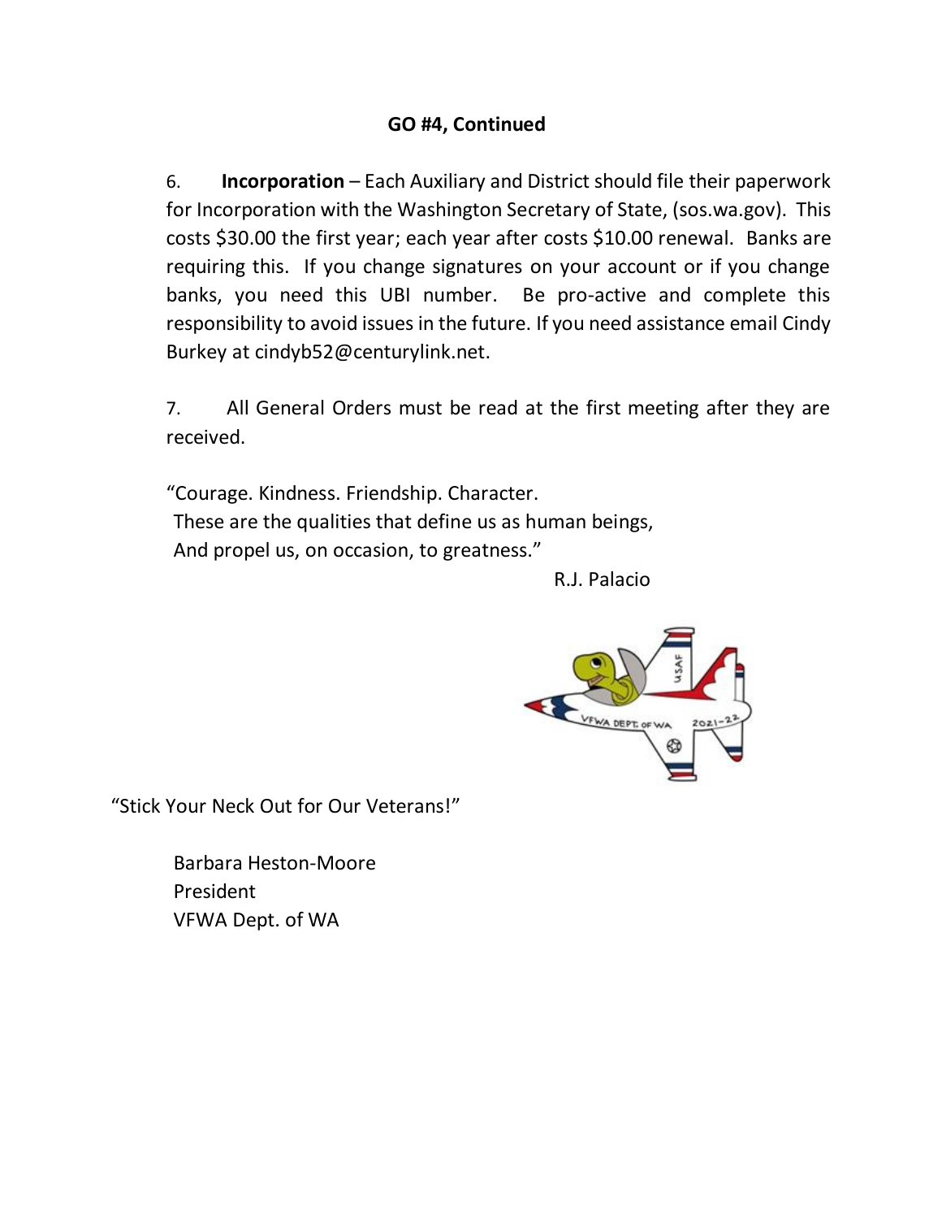**GO #4, Continued**

6. **Incorporation** – Each Auxiliary and District should file their paperwork for Incorporation with the Washington Secretary of State, (sos.wa.gov). This costs $30.00 the first year; each year after costs $10.00 renewal. Banks are requiring this. If you change signatures on your account or if you change banks, you need this UBI number. Be pro-active and complete this responsibility to avoid issues in the future. If you need assistance email Cindy Burkey at cindyb52@centurylink.net.

7. All General Orders must be read at the first meeting after they are received.

"Courage. Kindness. Friendship. Character.
These are the qualities that define us as human beings,
And propel us, on occasion, to greatness."

R.J. Palacio

"Stick Your Neck Out for Our Veterans!"

Barbara Heston-Moore
President
VFWA Dept. of WA